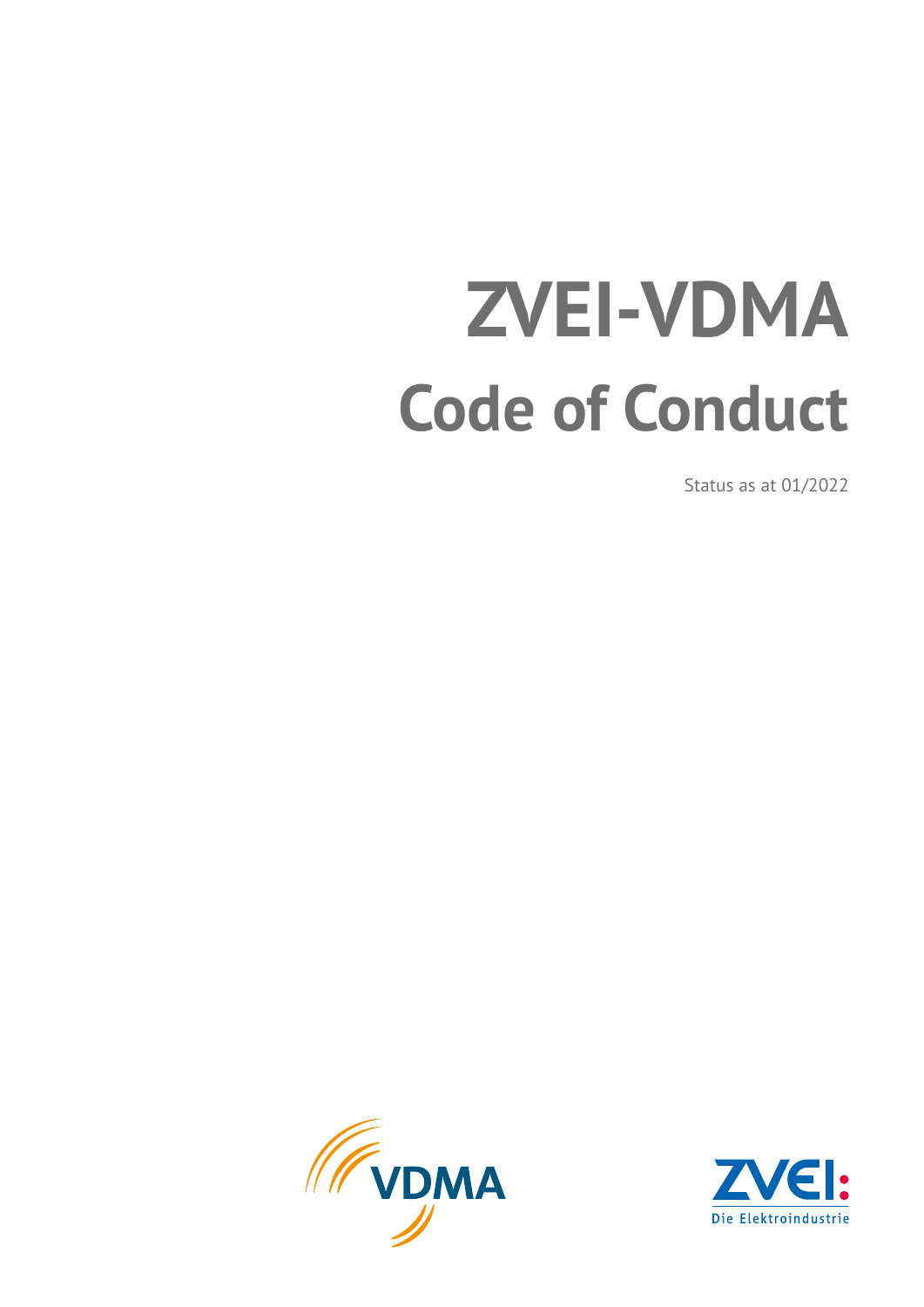# ZVEI-VDMA

# Code of Conduct

Status as at 01/2022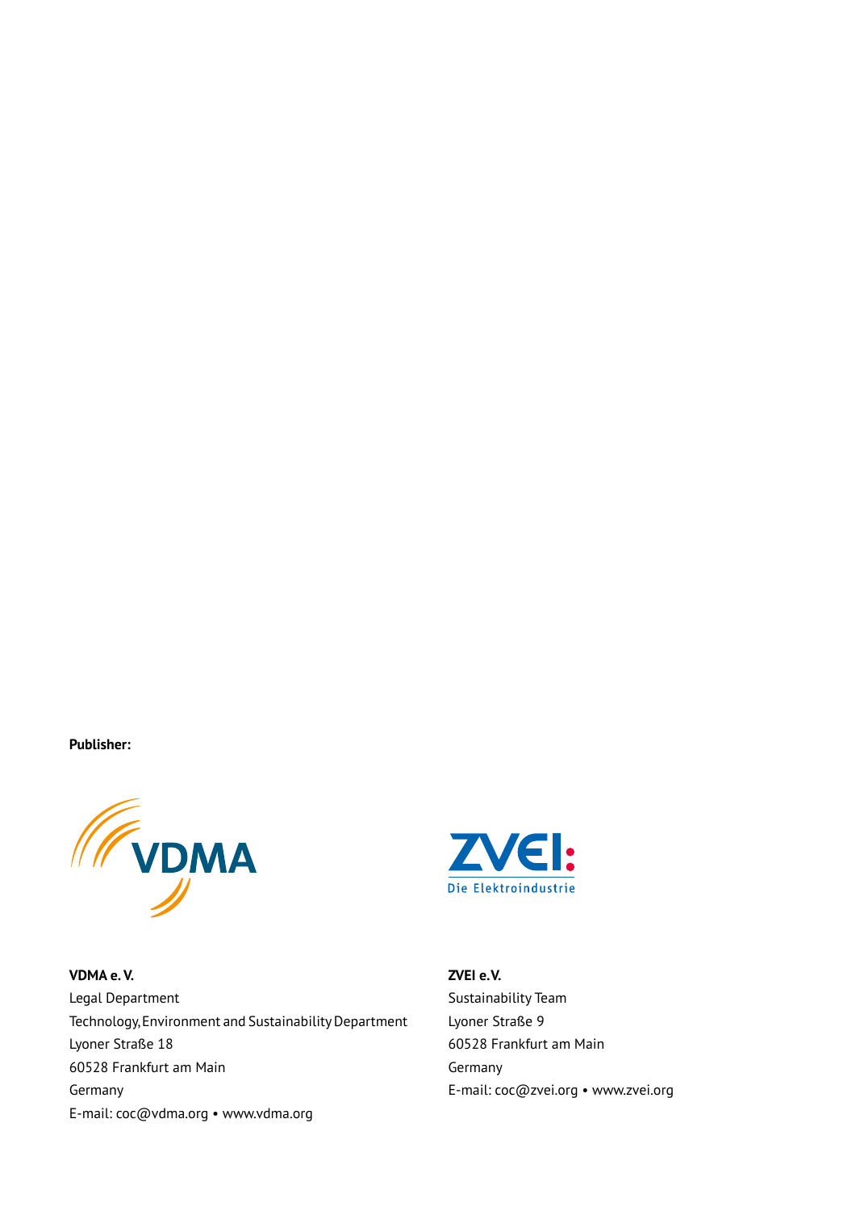**Publisher:**

**VDMA e. V.**
Legal Department
Technology, Environment and Sustainability Department
Lyoner Straße 18
60528 Frankfurt am Main
Germany
E-mail: coc@vdma.org • www.vdma.org

**ZVEI e.V.**
Sustainability Team
Lyoner Straße 9
60528 Frankfurt am Main
Germany
E-mail: coc@zvei.org • www.zvei.org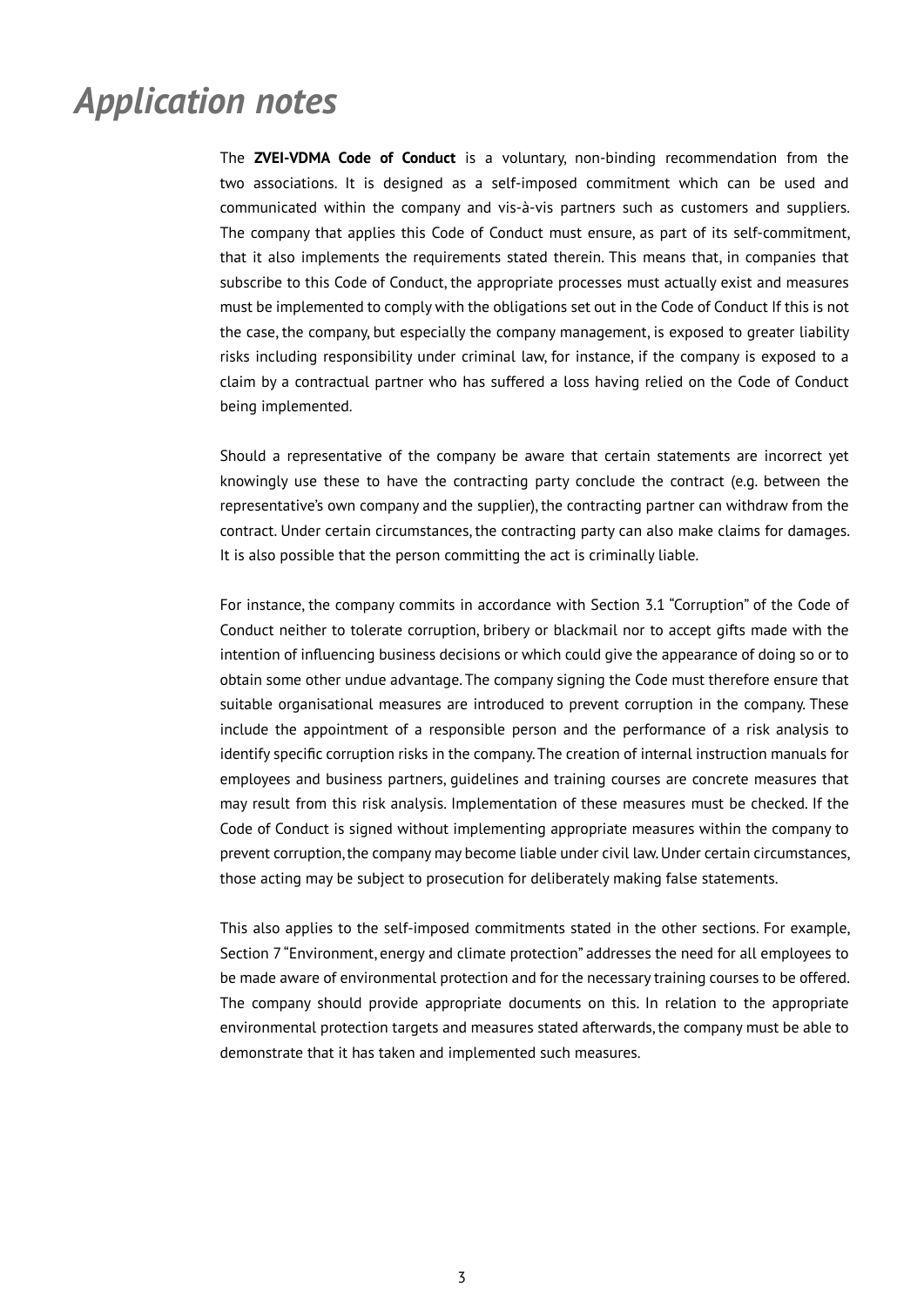# *Application notes*

The **ZVEI-VDMA Code of Conduct** is a voluntary, non-binding recommendation from the two associations. It is designed as a self-imposed commitment which can be used and communicated within the company and vis-à-vis partners such as customers and suppliers. The company that applies this Code of Conduct must ensure, as part of its self-commitment, that it also implements the requirements stated therein. This means that, in companies that subscribe to this Code of Conduct, the appropriate processes must actually exist and measures must be implemented to comply with the obligations set out in the Code of Conduct If this is not the case, the company, but especially the company management, is exposed to greater liability risks including responsibility under criminal law, for instance, if the company is exposed to a claim by a contractual partner who has suffered a loss having relied on the Code of Conduct being implemented.

Should a representative of the company be aware that certain statements are incorrect yet knowingly use these to have the contracting party conclude the contract (e.g. between the representative's own company and the supplier), the contracting partner can withdraw from the contract. Under certain circumstances, the contracting party can also make claims for damages. It is also possible that the person committing the act is criminally liable.

For instance, the company commits in accordance with Section 3.1 "Corruption" of the Code of Conduct neither to tolerate corruption, bribery or blackmail nor to accept gifts made with the intention of influencing business decisions or which could give the appearance of doing so or to obtain some other undue advantage. The company signing the Code must therefore ensure that suitable organisational measures are introduced to prevent corruption in the company. These include the appointment of a responsible person and the performance of a risk analysis to identify specific corruption risks in the company. The creation of internal instruction manuals for employees and business partners, guidelines and training courses are concrete measures that may result from this risk analysis. Implementation of these measures must be checked. If the Code of Conduct is signed without implementing appropriate measures within the company to prevent corruption, the company may become liable under civil law. Under certain circumstances, those acting may be subject to prosecution for deliberately making false statements.

This also applies to the self-imposed commitments stated in the other sections. For example, Section 7 "Environment, energy and climate protection" addresses the need for all employees to be made aware of environmental protection and for the necessary training courses to be offered. The company should provide appropriate documents on this. In relation to the appropriate environmental protection targets and measures stated afterwards, the company must be able to demonstrate that it has taken and implemented such measures.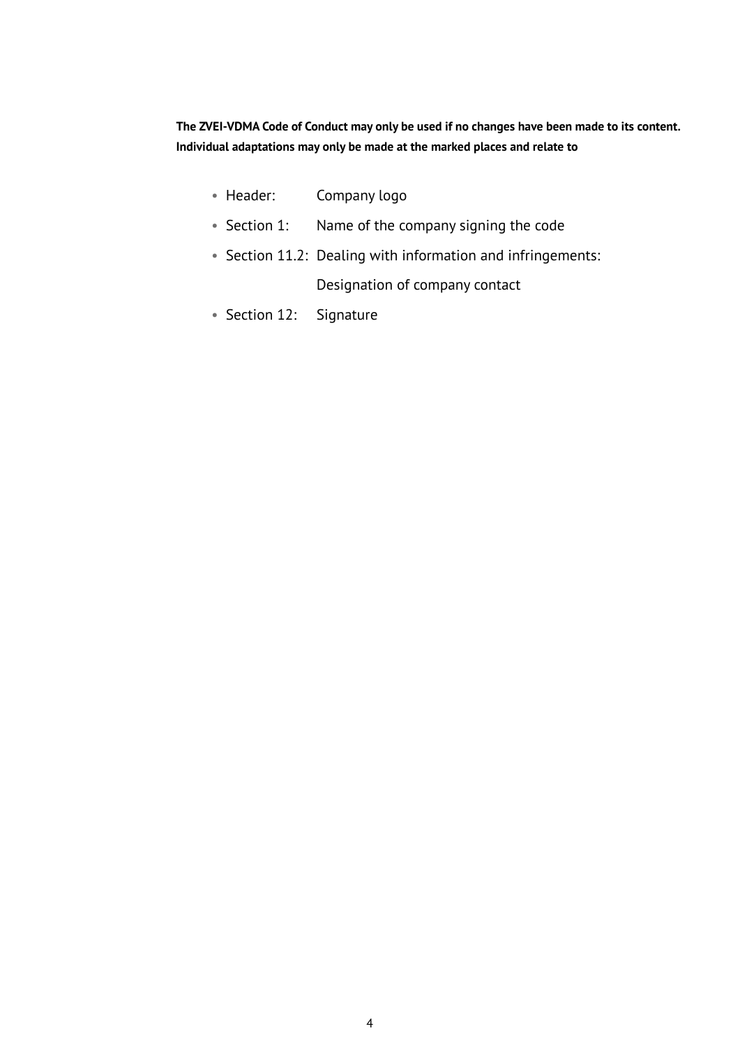**The ZVEI-VDMA Code of Conduct may only be used if no changes have been made to its content. Individual adaptations may only be made at the marked places and relate to**

- Header: Company logo
- Section 1: Name of the company signing the code
- Section 11.2: Dealing with information and infringements: Designation of company contact
- Section 12: Signature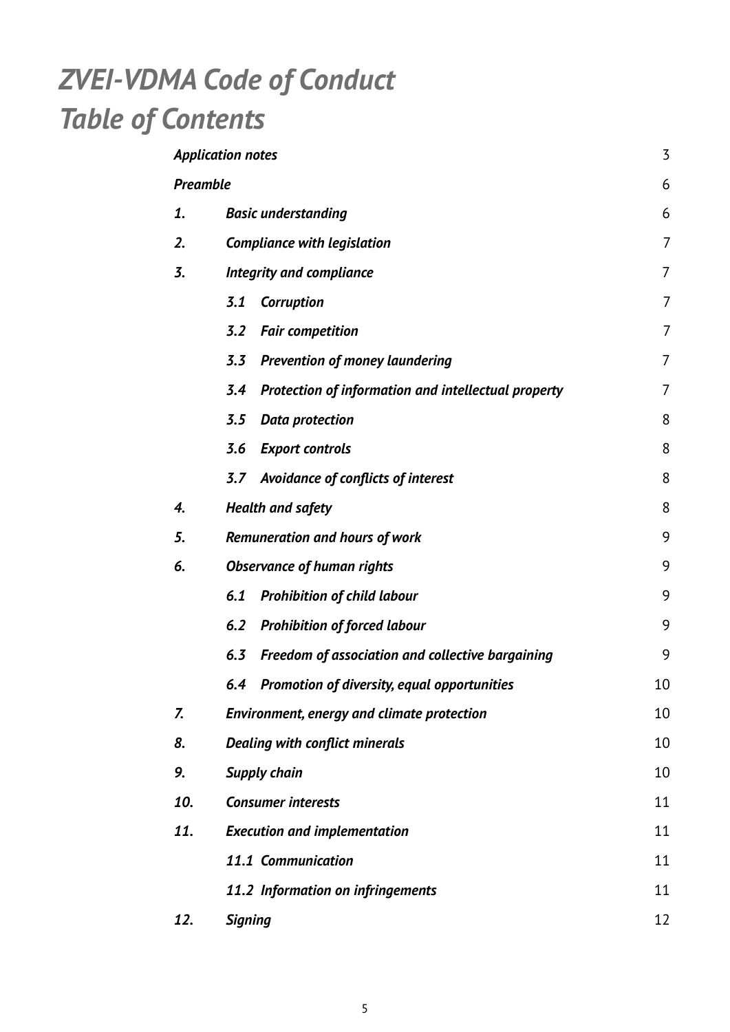# *ZVEI-VDMA Code of Conduct Table of Contents*

| | | |
|---|---|---|
| ***Application notes*** | | 3 |
| ***Preamble*** | | 6 |
| ***1.*** | ***Basic understanding*** | 6 |
| ***2.*** | ***Compliance with legislation*** | 7 |
| ***3.*** | ***Integrity and compliance*** | 7 |
| | ***3.1 Corruption*** | 7 |
| | ***3.2 Fair competition*** | 7 |
| | ***3.3 Prevention of money laundering*** | 7 |
| | ***3.4 Protection of information and intellectual property*** | 7 |
| | ***3.5 Data protection*** | 8 |
| | ***3.6 Export controls*** | 8 |
| | ***3.7 Avoidance of conflicts of interest*** | 8 |
| ***4.*** | ***Health and safety*** | 8 |
| ***5.*** | ***Remuneration and hours of work*** | 9 |
| ***6.*** | ***Observance of human rights*** | 9 |
| | ***6.1 Prohibition of child labour*** | 9 |
| | ***6.2 Prohibition of forced labour*** | 9 |
| | ***6.3 Freedom of association and collective bargaining*** | 9 |
| | ***6.4 Promotion of diversity, equal opportunities*** | 10 |
| ***7.*** | ***Environment, energy and climate protection*** | 10 |
| ***8.*** | ***Dealing with conflict minerals*** | 10 |
| ***9.*** | ***Supply chain*** | 10 |
| ***10.*** | ***Consumer interests*** | 11 |
| ***11.*** | ***Execution and implementation*** | 11 |
| | ***11.1 Communication*** | 11 |
| | ***11.2 Information on infringements*** | 11 |
| ***12.*** | ***Signing*** | 12 |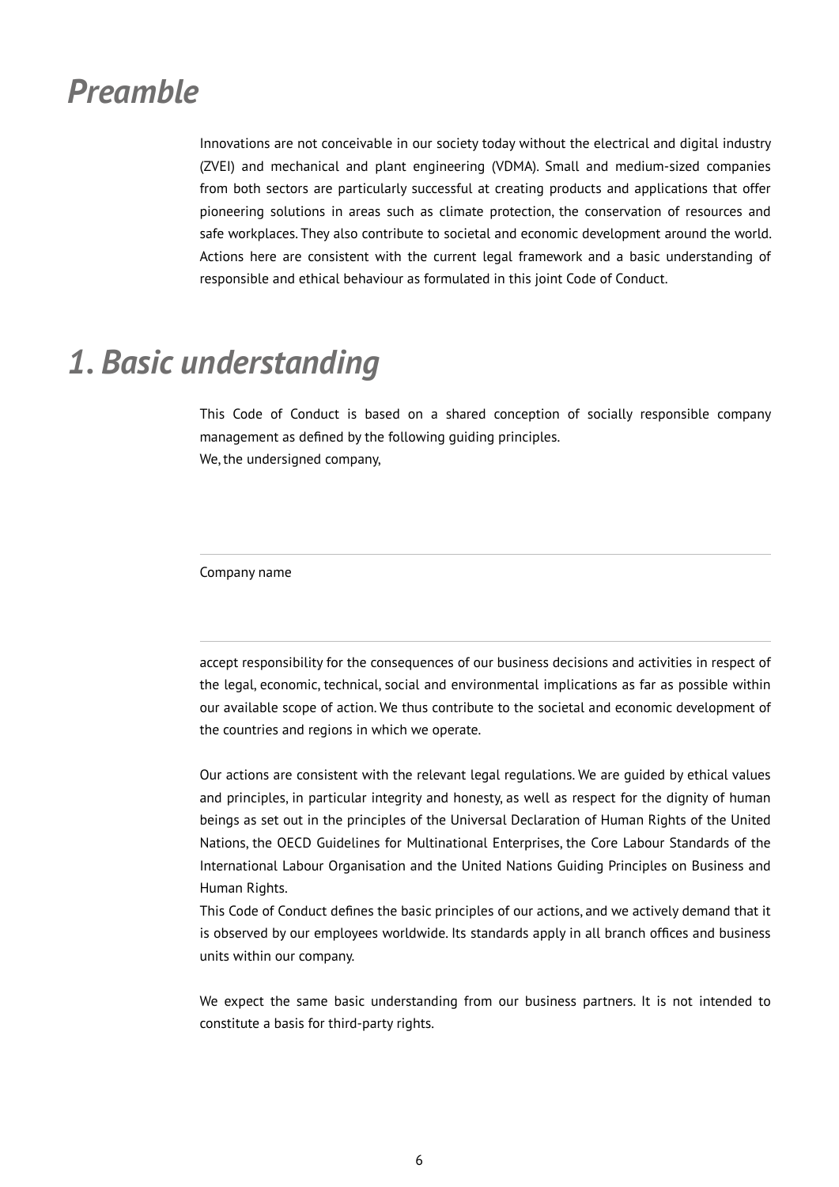# *Preamble*

Innovations are not conceivable in our society today without the electrical and digital industry (ZVEI) and mechanical and plant engineering (VDMA). Small and medium-sized companies from both sectors are particularly successful at creating products and applications that offer pioneering solutions in areas such as climate protection, the conservation of resources and safe workplaces. They also contribute to societal and economic development around the world. Actions here are consistent with the current legal framework and a basic understanding of responsible and ethical behaviour as formulated in this joint Code of Conduct.

# *1. Basic understanding*

This Code of Conduct is based on a shared conception of socially responsible company management as defined by the following guiding principles.
We, the undersigned company,

---

Company name

---

accept responsibility for the consequences of our business decisions and activities in respect of the legal, economic, technical, social and environmental implications as far as possible within our available scope of action. We thus contribute to the societal and economic development of the countries and regions in which we operate.

Our actions are consistent with the relevant legal regulations. We are guided by ethical values and principles, in particular integrity and honesty, as well as respect for the dignity of human beings as set out in the principles of the Universal Declaration of Human Rights of the United Nations, the OECD Guidelines for Multinational Enterprises, the Core Labour Standards of the International Labour Organisation and the United Nations Guiding Principles on Business and Human Rights.
This Code of Conduct defines the basic principles of our actions, and we actively demand that it is observed by our employees worldwide. Its standards apply in all branch offices and business units within our company.

We expect the same basic understanding from our business partners. It is not intended to constitute a basis for third-party rights.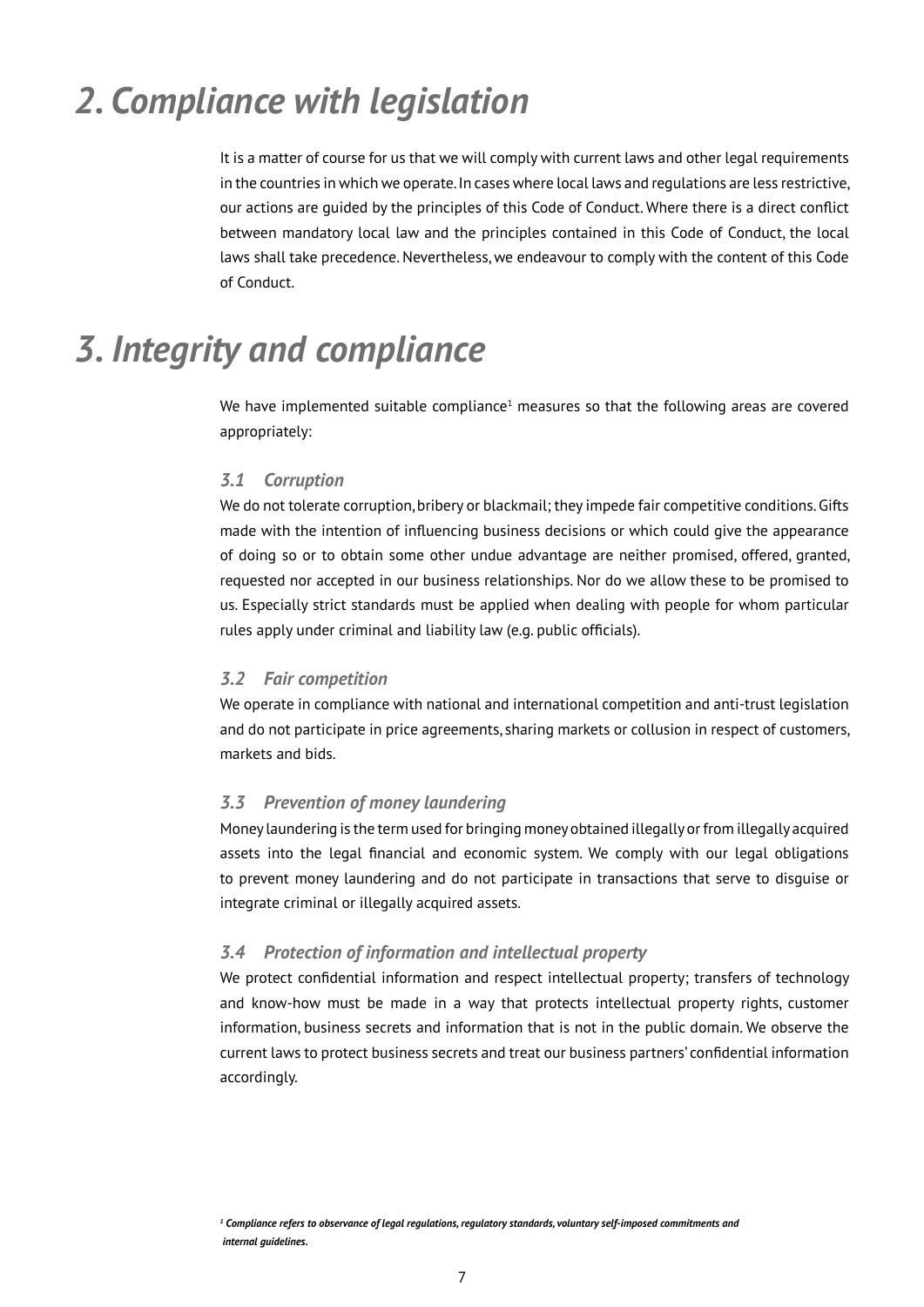# *2. Compliance with legislation*

It is a matter of course for us that we will comply with current laws and other legal requirements in the countries in which we operate. In cases where local laws and regulations are less restrictive, our actions are guided by the principles of this Code of Conduct. Where there is a direct conflict between mandatory local law and the principles contained in this Code of Conduct, the local laws shall take precedence. Nevertheless, we endeavour to comply with the content of this Code of Conduct.

# *3. Integrity and compliance*

We have implemented suitable compliance[1] measures so that the following areas are covered appropriately:

### *3.1 Corruption*

We do not tolerate corruption, bribery or blackmail; they impede fair competitive conditions. Gifts made with the intention of influencing business decisions or which could give the appearance of doing so or to obtain some other undue advantage are neither promised, offered, granted, requested nor accepted in our business relationships. Nor do we allow these to be promised to us. Especially strict standards must be applied when dealing with people for whom particular rules apply under criminal and liability law (e.g. public officials).

### *3.2 Fair competition*

We operate in compliance with national and international competition and anti-trust legislation and do not participate in price agreements, sharing markets or collusion in respect of customers, markets and bids.

### *3.3 Prevention of money laundering*

Money laundering is the term used for bringing money obtained illegally or from illegally acquired assets into the legal financial and economic system. We comply with our legal obligations to prevent money laundering and do not participate in transactions that serve to disguise or integrate criminal or illegally acquired assets.

### *3.4 Protection of information and intellectual property*

We protect confidential information and respect intellectual property; transfers of technology and know-how must be made in a way that protects intellectual property rights, customer information, business secrets and information that is not in the public domain. We observe the current laws to protect business secrets and treat our business partners' confidential information accordingly.

***[1] Compliance refers to observance of legal regulations, regulatory standards, voluntary self-imposed commitments and internal guidelines.***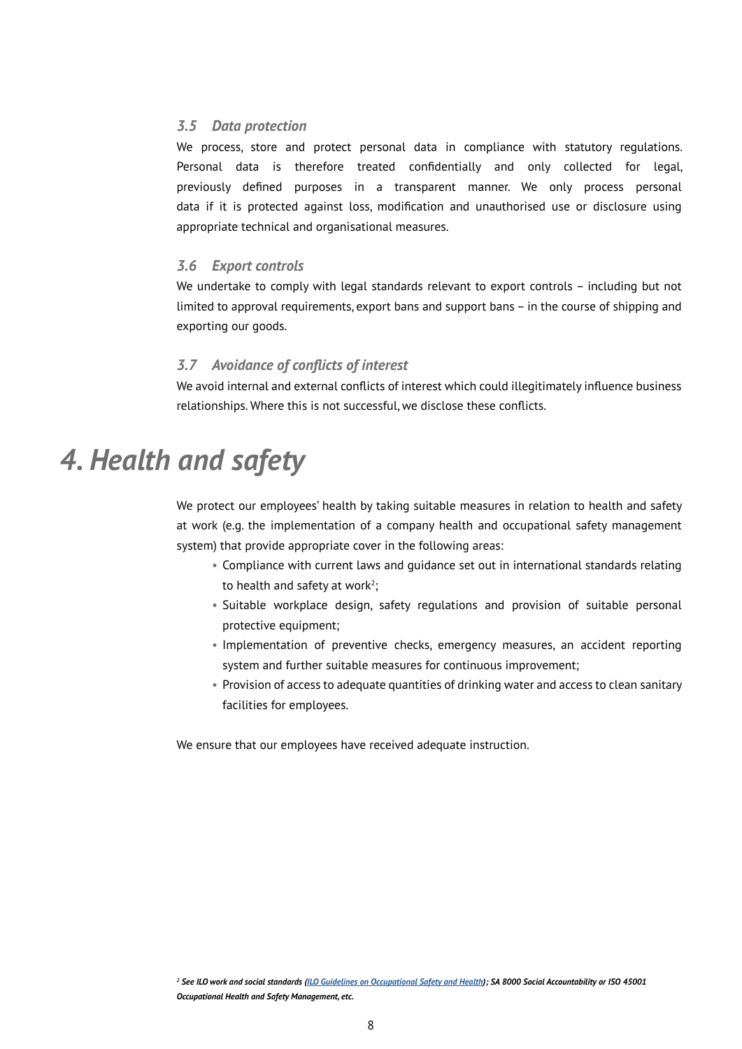### *3.5 Data protection*

We process, store and protect personal data in compliance with statutory regulations. Personal data is therefore treated confidentially and only collected for legal, previously defined purposes in a transparent manner. We only process personal data if it is protected against loss, modification and unauthorised use or disclosure using appropriate technical and organisational measures.

### *3.6 Export controls*

We undertake to comply with legal standards relevant to export controls – including but not limited to approval requirements, export bans and support bans – in the course of shipping and exporting our goods.

### *3.7 Avoidance of conflicts of interest*

We avoid internal and external conflicts of interest which could illegitimately influence business relationships. Where this is not successful, we disclose these conflicts.

# *4. Health and safety*

We protect our employees' health by taking suitable measures in relation to health and safety at work (e.g. the implementation of a company health and occupational safety management system) that provide appropriate cover in the following areas:

- Compliance with current laws and guidance set out in international standards relating to health and safety at work[2];
- Suitable workplace design, safety regulations and provision of suitable personal protective equipment;
- Implementation of preventive checks, emergency measures, an accident reporting system and further suitable measures for continuous improvement;
- Provision of access to adequate quantities of drinking water and access to clean sanitary facilities for employees.

We ensure that our employees have received adequate instruction.

***[2] See ILO work and social standards (ILO Guidelines on Occupational Safety and Health); SA 8000 Social Accountability or ISO 45001 Occupational Health and Safety Management, etc.***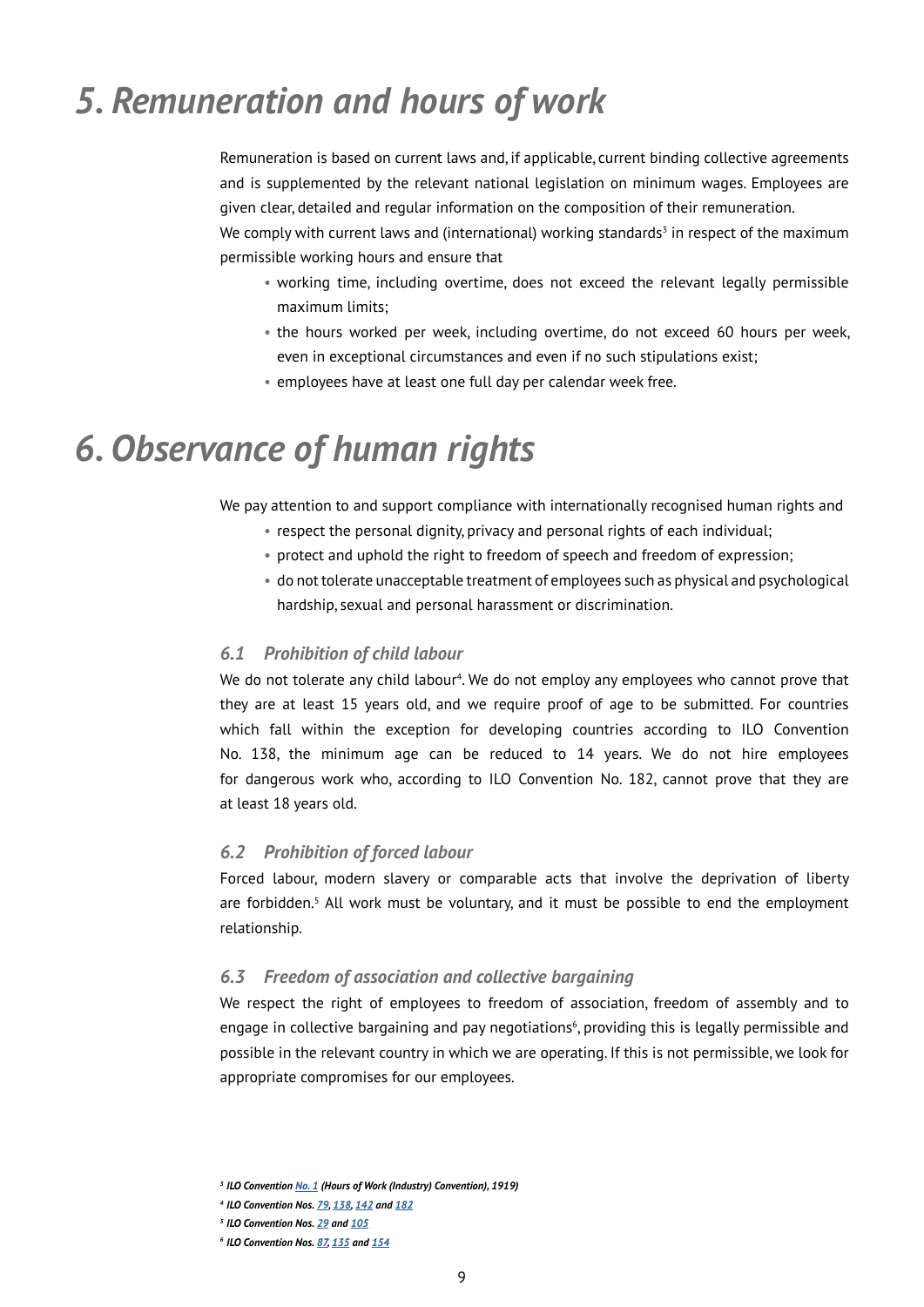# 5. Remuneration and hours of work

Remuneration is based on current laws and, if applicable, current binding collective agreements and is supplemented by the relevant national legislation on minimum wages. Employees are given clear, detailed and regular information on the composition of their remuneration.
We comply with current laws and (international) working standards[3] in respect of the maximum permissible working hours and ensure that

- working time, including overtime, does not exceed the relevant legally permissible maximum limits;
- the hours worked per week, including overtime, do not exceed 60 hours per week, even in exceptional circumstances and even if no such stipulations exist;
- employees have at least one full day per calendar week free.

# 6. Observance of human rights

We pay attention to and support compliance with internationally recognised human rights and

- respect the personal dignity, privacy and personal rights of each individual;
- protect and uphold the right to freedom of speech and freedom of expression;
- do not tolerate unacceptable treatment of employees such as physical and psychological hardship, sexual and personal harassment or discrimination.

### 6.1 Prohibition of child labour

We do not tolerate any child labour[4]. We do not employ any employees who cannot prove that they are at least 15 years old, and we require proof of age to be submitted. For countries which fall within the exception for developing countries according to ILO Convention No. 138, the minimum age can be reduced to 14 years. We do not hire employees for dangerous work who, according to ILO Convention No. 182, cannot prove that they are at least 18 years old.

### 6.2 Prohibition of forced labour

Forced labour, modern slavery or comparable acts that involve the deprivation of liberty are forbidden.[5] All work must be voluntary, and it must be possible to end the employment relationship.

### 6.3 Freedom of association and collective bargaining

We respect the right of employees to freedom of association, freedom of assembly and to engage in collective bargaining and pay negotiations[6], providing this is legally permissible and possible in the relevant country in which we are operating. If this is not permissible, we look for appropriate compromises for our employees.

---

[3] *ILO Convention No. 1 (Hours of Work (Industry) Convention), 1919)*

[4] *ILO Convention Nos. 79, 138, 142 and 182*

[5] *ILO Convention Nos. 29 and 105*

[6] *ILO Convention Nos. 87, 135 and 154*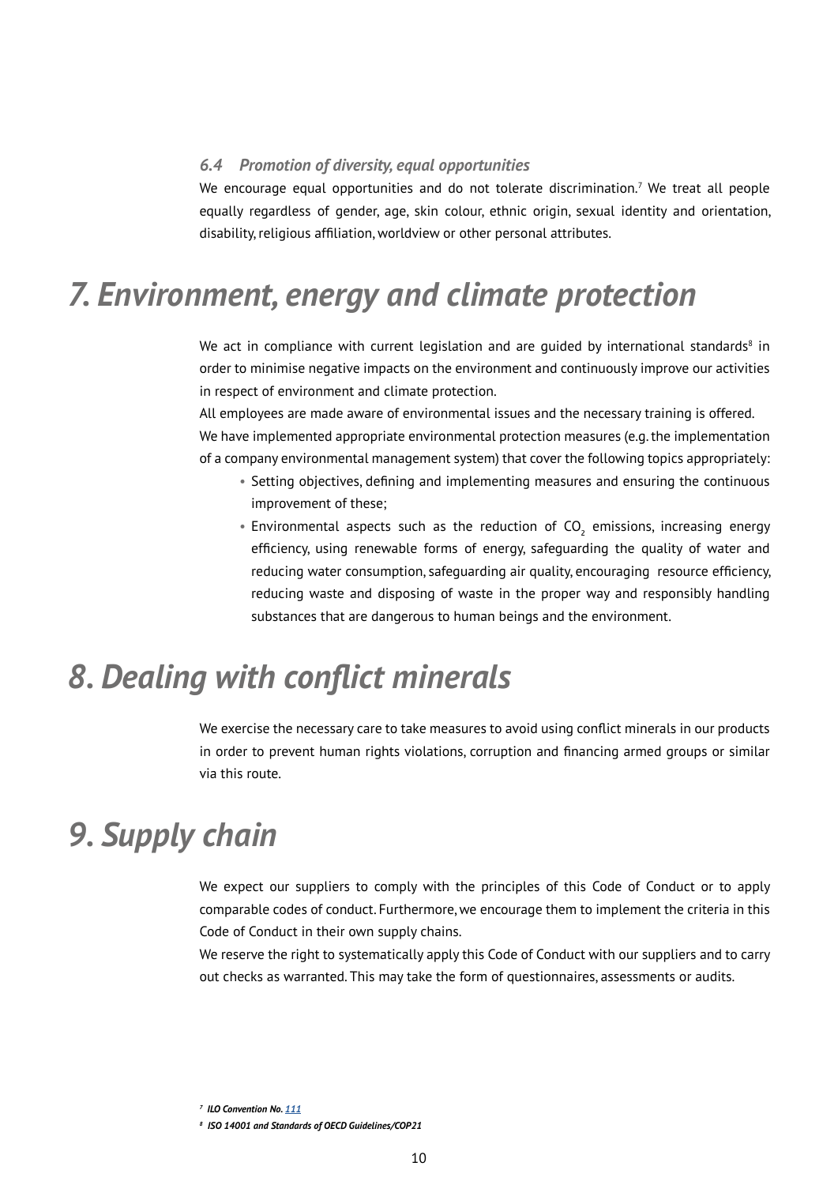### *6.4 Promotion of diversity, equal opportunities*

We encourage equal opportunities and do not tolerate discrimination.[7] We treat all people equally regardless of gender, age, skin colour, ethnic origin, sexual identity and orientation, disability, religious affiliation, worldview or other personal attributes.

# *7. Environment, energy and climate protection*

We act in compliance with current legislation and are guided by international standards[8] in order to minimise negative impacts on the environment and continuously improve our activities in respect of environment and climate protection.

All employees are made aware of environmental issues and the necessary training is offered.

We have implemented appropriate environmental protection measures (e.g. the implementation of a company environmental management system) that cover the following topics appropriately:

- Setting objectives, defining and implementing measures and ensuring the continuous improvement of these;
- Environmental aspects such as the reduction of $CO_2$ emissions, increasing energy efficiency, using renewable forms of energy, safeguarding the quality of water and reducing water consumption, safeguarding air quality, encouraging resource efficiency, reducing waste and disposing of waste in the proper way and responsibly handling substances that are dangerous to human beings and the environment.

# *8. Dealing with conflict minerals*

We exercise the necessary care to take measures to avoid using conflict minerals in our products in order to prevent human rights violations, corruption and financing armed groups or similar via this route.

# *9. Supply chain*

We expect our suppliers to comply with the principles of this Code of Conduct or to apply comparable codes of conduct. Furthermore, we encourage them to implement the criteria in this Code of Conduct in their own supply chains.

We reserve the right to systematically apply this Code of Conduct with our suppliers and to carry out checks as warranted. This may take the form of questionnaires, assessments or audits.

[7] *ILO Convention No. 111*

[8] *ISO 14001 and Standards of OECD Guidelines/COP21*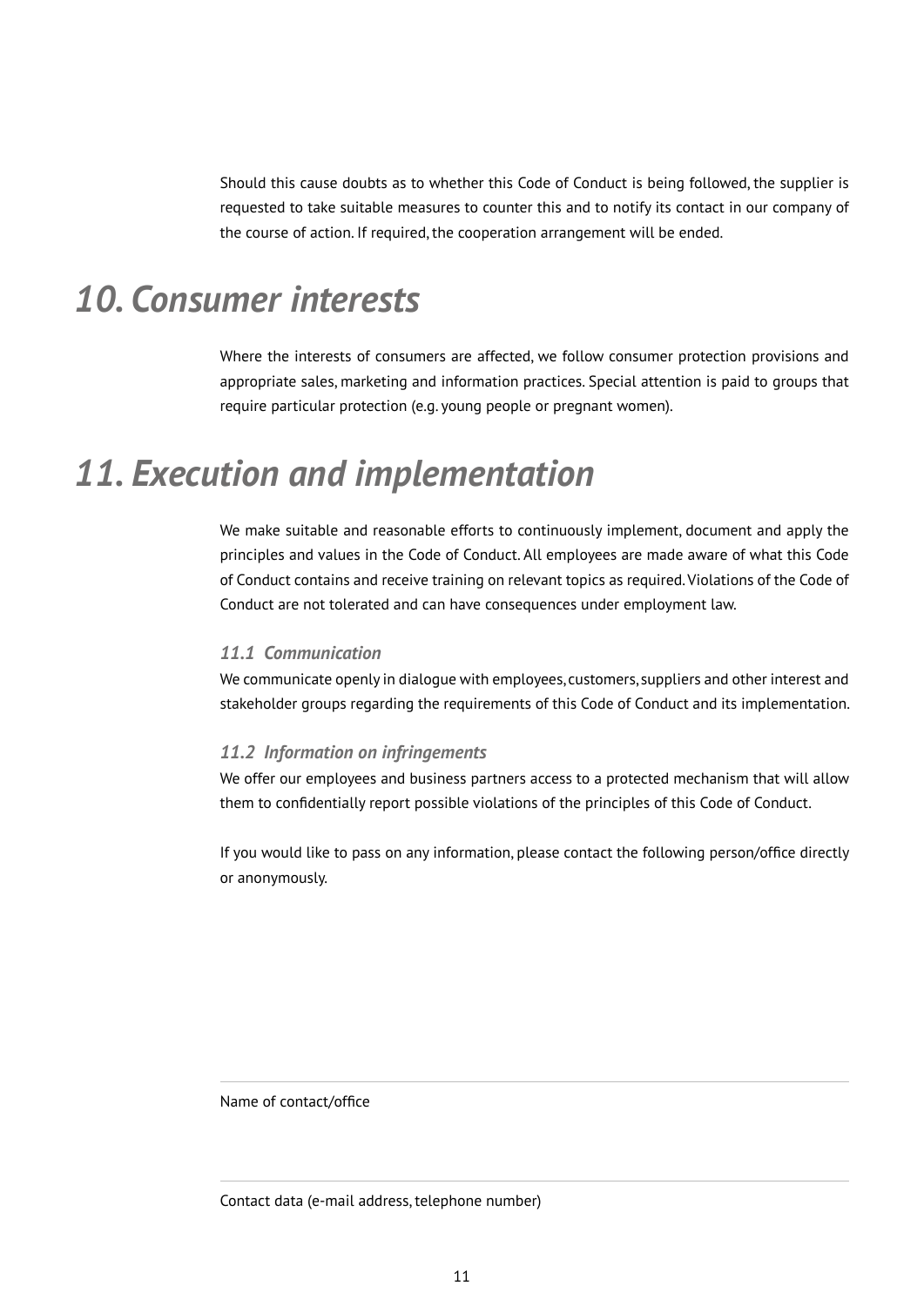Should this cause doubts as to whether this Code of Conduct is being followed, the supplier is requested to take suitable measures to counter this and to notify its contact in our company of the course of action. If required, the cooperation arrangement will be ended.

# *10. Consumer interests*

Where the interests of consumers are affected, we follow consumer protection provisions and appropriate sales, marketing and information practices. Special attention is paid to groups that require particular protection (e.g. young people or pregnant women).

# *11. Execution and implementation*

We make suitable and reasonable efforts to continuously implement, document and apply the principles and values in the Code of Conduct. All employees are made aware of what this Code of Conduct contains and receive training on relevant topics as required. Violations of the Code of Conduct are not tolerated and can have consequences under employment law.

### *11.1 Communication*

We communicate openly in dialogue with employees, customers, suppliers and other interest and stakeholder groups regarding the requirements of this Code of Conduct and its implementation.

### *11.2 Information on infringements*

We offer our employees and business partners access to a protected mechanism that will allow them to confidentially report possible violations of the principles of this Code of Conduct.

If you would like to pass on any information, please contact the following person/office directly or anonymously.

---

Name of contact/office

---

Contact data (e-mail address, telephone number)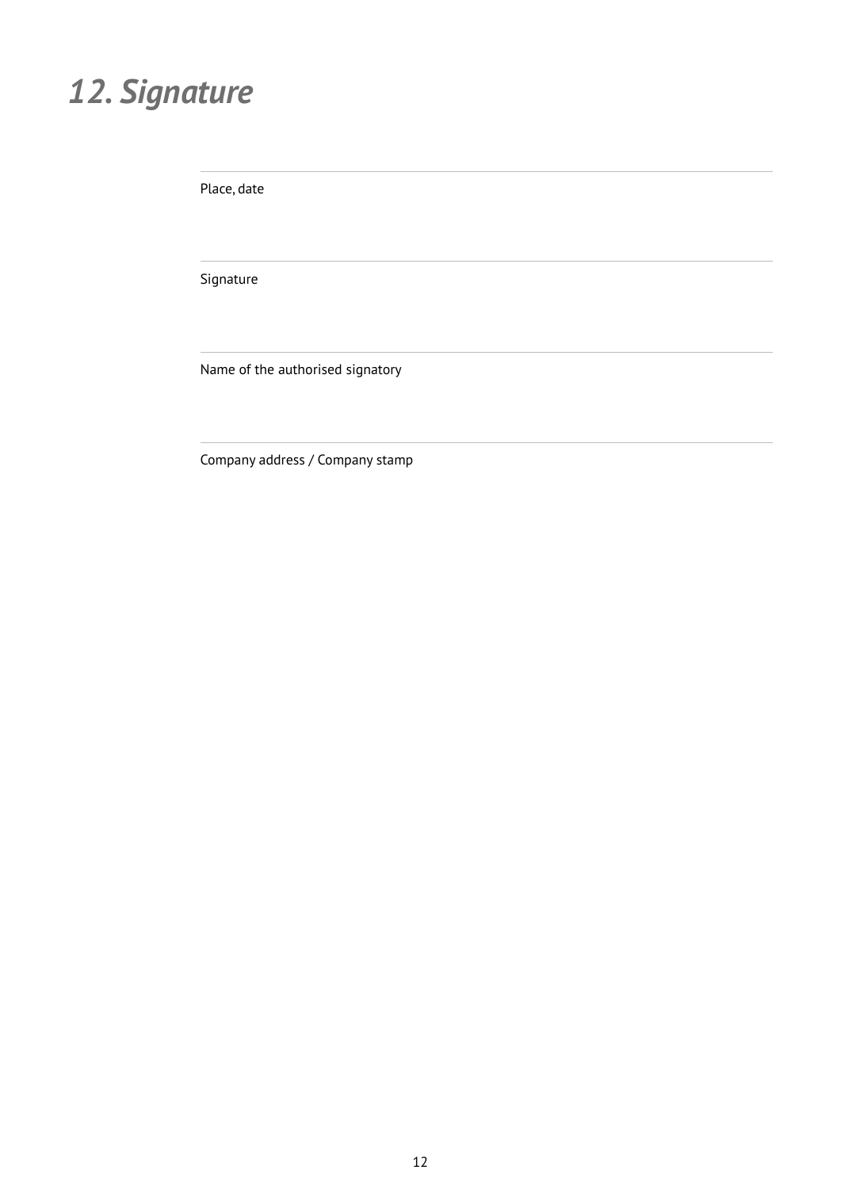# *12. Signature*

---

Place, date

---

Signature

---

Name of the authorised signatory

---

Company address / Company stamp